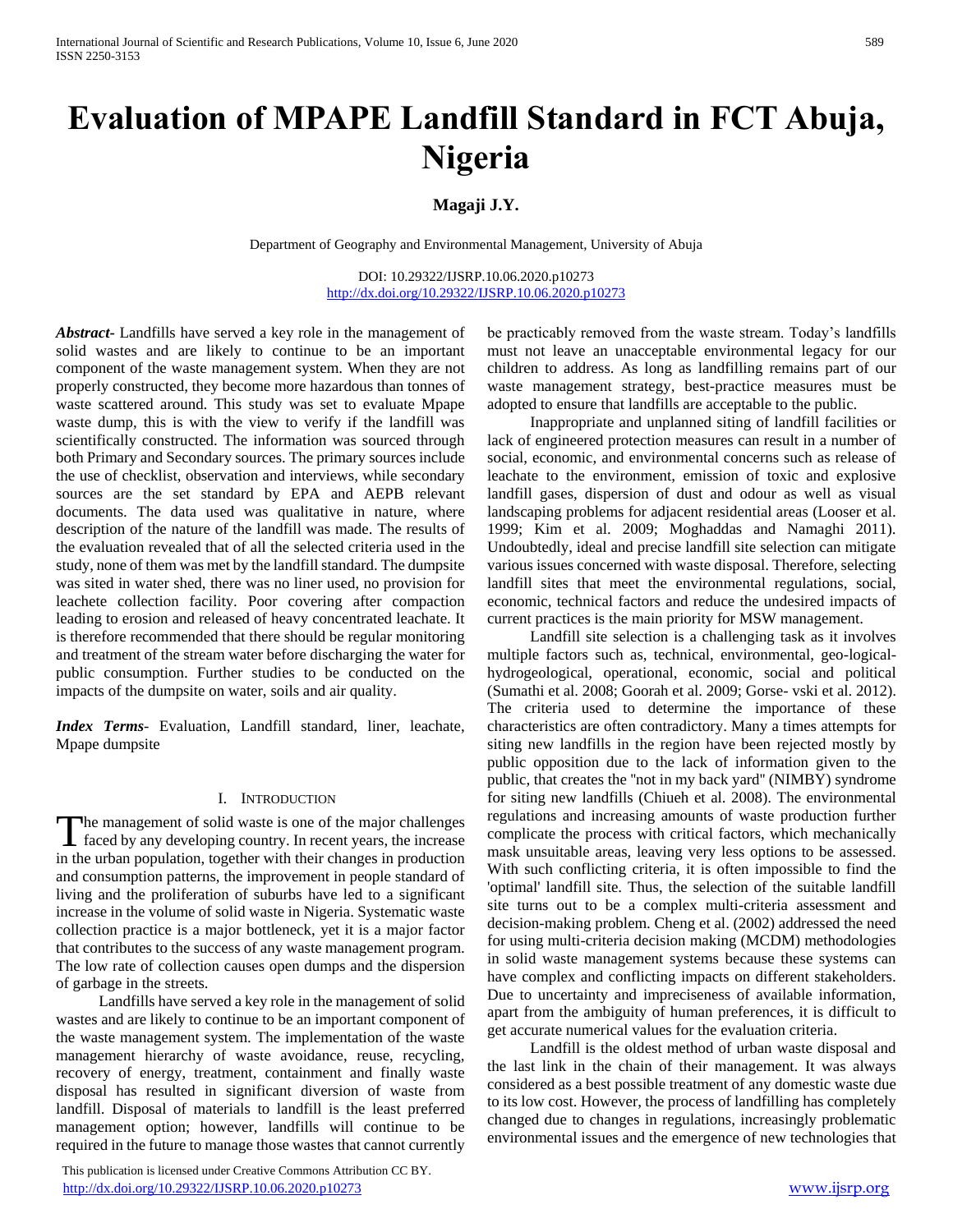# Evaluation of MPAPE Landfill Standard in FCT Abuja, Nigeria

**Magaji J.Y.**

Department of Geography and Environmental Management, University of Abuja

DOI: 10.29322/IJSRP.10.06.2020.p10273
http://dx.doi.org/10.29322/IJSRP.10.06.2020.p10273

***Abstract***- Landfills have served a key role in the management of solid wastes and are likely to continue to be an important component of the waste management system. When they are not properly constructed, they become more hazardous than tonnes of waste scattered around. This study was set to evaluate Mpape waste dump, this is with the view to verify if the landfill was scientifically constructed. The information was sourced through both Primary and Secondary sources. The primary sources include the use of checklist, observation and interviews, while secondary sources are the set standard by EPA and AEPB relevant documents. The data used was qualitative in nature, where description of the nature of the landfill was made. The results of the evaluation revealed that of all the selected criteria used in the study, none of them was met by the landfill standard. The dumpsite was sited in water shed, there was no liner used, no provision for leachete collection facility. Poor covering after compaction leading to erosion and released of heavy concentrated leachate. It is therefore recommended that there should be regular monitoring and treatment of the stream water before discharging the water for public consumption. Further studies to be conducted on the impacts of the dumpsite on water, soils and air quality.

***Index Terms***- Evaluation, Landfill standard, liner, leachate, Mpape dumpsite

## I. Introduction

The management of solid waste is one of the major challenges faced by any developing country. In recent years, the increase in the urban population, together with their changes in production and consumption patterns, the improvement in people standard of living and the proliferation of suburbs have led to a significant increase in the volume of solid waste in Nigeria. Systematic waste collection practice is a major bottleneck, yet it is a major factor that contributes to the success of any waste management program. The low rate of collection causes open dumps and the dispersion of garbage in the streets.

Landfills have served a key role in the management of solid wastes and are likely to continue to be an important component of the waste management system. The implementation of the waste management hierarchy of waste avoidance, reuse, recycling, recovery of energy, treatment, containment and finally waste disposal has resulted in significant diversion of waste from landfill. Disposal of materials to landfill is the least preferred management option; however, landfills will continue to be required in the future to manage those wastes that cannot currently be practicably removed from the waste stream. Today's landfills must not leave an unacceptable environmental legacy for our children to address. As long as landfilling remains part of our waste management strategy, best-practice measures must be adopted to ensure that landfills are acceptable to the public.

Inappropriate and unplanned siting of landfill facilities or lack of engineered protection measures can result in a number of social, economic, and environmental concerns such as release of leachate to the environment, emission of toxic and explosive landfill gases, dispersion of dust and odour as well as visual landscaping problems for adjacent residential areas (Looser et al. 1999; Kim et al. 2009; Moghaddas and Namaghi 2011). Undoubtedly, ideal and precise landfill site selection can mitigate various issues concerned with waste disposal. Therefore, selecting landfill sites that meet the environmental regulations, social, economic, technical factors and reduce the undesired impacts of current practices is the main priority for MSW management.

Landfill site selection is a challenging task as it involves multiple factors such as, technical, environmental, geo-logical-hydrogeological, operational, economic, social and political (Sumathi et al. 2008; Goorah et al. 2009; Gorse- vski et al. 2012). The criteria used to determine the importance of these characteristics are often contradictory. Many a times attempts for siting new landfills in the region have been rejected mostly by public opposition due to the lack of information given to the public, that creates the "not in my back yard" (NIMBY) syndrome for siting new landfills (Chiueh et al. 2008). The environmental regulations and increasing amounts of waste production further complicate the process with critical factors, which mechanically mask unsuitable areas, leaving very less options to be assessed. With such conflicting criteria, it is often impossible to find the 'optimal' landfill site. Thus, the selection of the suitable landfill site turns out to be a complex multi-criteria assessment and decision-making problem. Cheng et al. (2002) addressed the need for using multi-criteria decision making (MCDM) methodologies in solid waste management systems because these systems can have complex and conflicting impacts on different stakeholders. Due to uncertainty and impreciseness of available information, apart from the ambiguity of human preferences, it is difficult to get accurate numerical values for the evaluation criteria.

Landfill is the oldest method of urban waste disposal and the last link in the chain of their management. It was always considered as a best possible treatment of any domestic waste due to its low cost. However, the process of landfilling has completely changed due to changes in regulations, increasingly problematic environmental issues and the emergence of new technologies that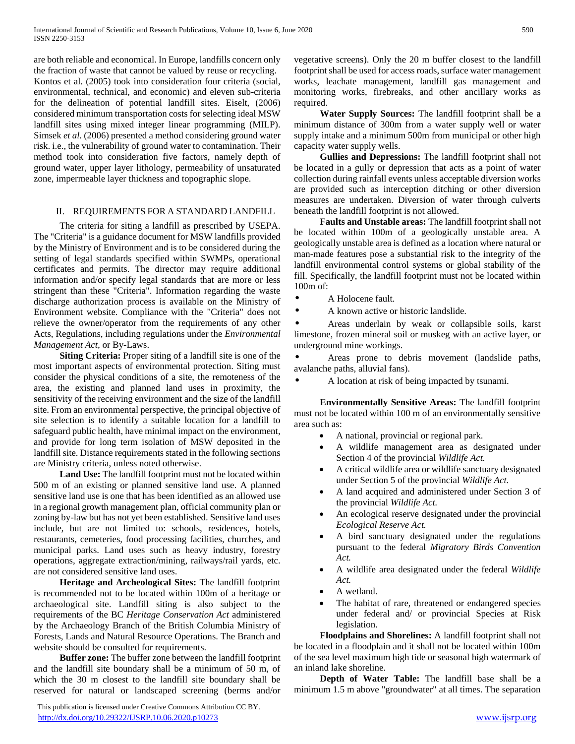are both reliable and economical. In Europe, landfills concern only the fraction of waste that cannot be valued by reuse or recycling. Kontos et al. (2005) took into consideration four criteria (social, environmental, technical, and economic) and eleven sub-criteria for the delineation of potential landfill sites. Eiselt, (2006) considered minimum transportation costs for selecting ideal MSW landfill sites using mixed integer linear programming (MILP). Simsek *et al.* (2006) presented a method considering ground water risk. i.e., the vulnerability of ground water to contamination. Their method took into consideration five factors, namely depth of ground water, upper layer lithology, permeability of unsaturated zone, impermeable layer thickness and topographic slope.

## II. REQUIREMENTS FOR A STANDARD LANDFILL

The criteria for siting a landfill as prescribed by USEPA. The "Criteria" is a guidance document for MSW landfills provided by the Ministry of Environment and is to be considered during the setting of legal standards specified within SWMPs, operational certificates and permits. The director may require additional information and/or specify legal standards that are more or less stringent than these "Criteria". Information regarding the waste discharge authorization process is available on the Ministry of Environment website. Compliance with the "Criteria" does not relieve the owner/operator from the requirements of any other Acts, Regulations, including regulations under the *Environmental Management Act*, or By-Laws.

**Siting Criteria:** Proper siting of a landfill site is one of the most important aspects of environmental protection. Siting must consider the physical conditions of a site, the remoteness of the area, the existing and planned land uses in proximity, the sensitivity of the receiving environment and the size of the landfill site. From an environmental perspective, the principal objective of site selection is to identify a suitable location for a landfill to safeguard public health, have minimal impact on the environment, and provide for long term isolation of MSW deposited in the landfill site. Distance requirements stated in the following sections are Ministry criteria, unless noted otherwise.

**Land Use:** The landfill footprint must not be located within 500 m of an existing or planned sensitive land use. A planned sensitive land use is one that has been identified as an allowed use in a regional growth management plan, official community plan or zoning by-law but has not yet been established. Sensitive land uses include, but are not limited to: schools, residences, hotels, restaurants, cemeteries, food processing facilities, churches, and municipal parks. Land uses such as heavy industry, forestry operations, aggregate extraction/mining, railways/rail yards, etc. are not considered sensitive land uses.

**Heritage and Archeological Sites:** The landfill footprint is recommended not to be located within 100m of a heritage or archaeological site. Landfill siting is also subject to the requirements of the BC *Heritage Conservation Act* administered by the Archaeology Branch of the British Columbia Ministry of Forests, Lands and Natural Resource Operations. The Branch and website should be consulted for requirements.

**Buffer zone:** The buffer zone between the landfill footprint and the landfill site boundary shall be a minimum of 50 m, of which the 30 m closest to the landfill site boundary shall be reserved for natural or landscaped screening (berms and/or vegetative screens). Only the 20 m buffer closest to the landfill footprint shall be used for access roads, surface water management works, leachate management, landfill gas management and monitoring works, firebreaks, and other ancillary works as required.

**Water Supply Sources:** The landfill footprint shall be a minimum distance of 300m from a water supply well or water supply intake and a minimum 500m from municipal or other high capacity water supply wells.

**Gullies and Depressions:** The landfill footprint shall not be located in a gully or depression that acts as a point of water collection during rainfall events unless acceptable diversion works are provided such as interception ditching or other diversion measures are undertaken. Diversion of water through culverts beneath the landfill footprint is not allowed.

**Faults and Unstable areas:** The landfill footprint shall not be located within 100m of a geologically unstable area. A geologically unstable area is defined as a location where natural or man-made features pose a substantial risk to the integrity of the landfill environmental control systems or global stability of the fill. Specifically, the landfill footprint must not be located within 100m of:

- A Holocene fault.
- A known active or historic landslide.
- Areas underlain by weak or collapsible soils, karst limestone, frozen mineral soil or muskeg with an active layer, or underground mine workings.
- Areas prone to debris movement (landslide paths, avalanche paths, alluvial fans).
- A location at risk of being impacted by tsunami.

**Environmentally Sensitive Areas:** The landfill footprint must not be located within 100 m of an environmentally sensitive area such as:

- A national, provincial or regional park.
- A wildlife management area as designated under Section 4 of the provincial *Wildlife Act.*
- A critical wildlife area or wildlife sanctuary designated under Section 5 of the provincial *Wildlife Act.*
- A land acquired and administered under Section 3 of the provincial *Wildlife Act.*
- An ecological reserve designated under the provincial *Ecological Reserve Act.*
- A bird sanctuary designated under the regulations pursuant to the federal *Migratory Birds Convention Act.*
- A wildlife area designated under the federal *Wildlife Act.*
- A wetland.
- The habitat of rare, threatened or endangered species under federal and/ or provincial Species at Risk legislation.

**Floodplains and Shorelines:** A landfill footprint shall not be located in a floodplain and it shall not be located within 100m of the sea level maximum high tide or seasonal high watermark of an inland lake shoreline.

**Depth of Water Table:** The landfill base shall be a minimum 1.5 m above "groundwater" at all times. The separation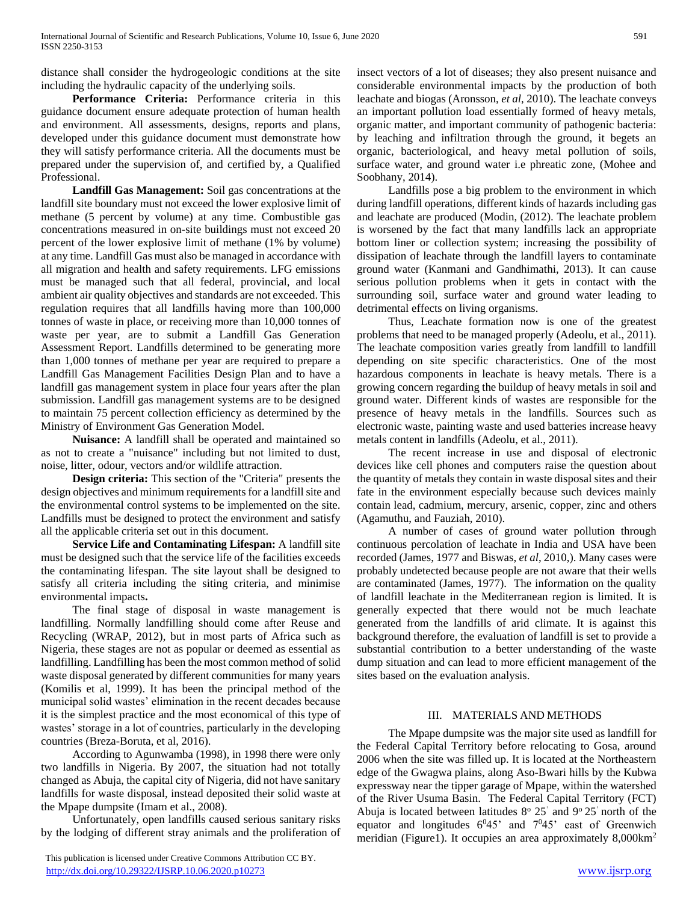distance shall consider the hydrogeologic conditions at the site including the hydraulic capacity of the underlying soils.

**Performance Criteria:** Performance criteria in this guidance document ensure adequate protection of human health and environment. All assessments, designs, reports and plans, developed under this guidance document must demonstrate how they will satisfy performance criteria. All the documents must be prepared under the supervision of, and certified by, a Qualified Professional.

**Landfill Gas Management:** Soil gas concentrations at the landfill site boundary must not exceed the lower explosive limit of methane (5 percent by volume) at any time. Combustible gas concentrations measured in on-site buildings must not exceed 20 percent of the lower explosive limit of methane (1% by volume) at any time. Landfill Gas must also be managed in accordance with all migration and health and safety requirements. LFG emissions must be managed such that all federal, provincial, and local ambient air quality objectives and standards are not exceeded. This regulation requires that all landfills having more than 100,000 tonnes of waste in place, or receiving more than 10,000 tonnes of waste per year, are to submit a Landfill Gas Generation Assessment Report. Landfills determined to be generating more than 1,000 tonnes of methane per year are required to prepare a Landfill Gas Management Facilities Design Plan and to have a landfill gas management system in place four years after the plan submission. Landfill gas management systems are to be designed to maintain 75 percent collection efficiency as determined by the Ministry of Environment Gas Generation Model.

**Nuisance:** A landfill shall be operated and maintained so as not to create a "nuisance" including but not limited to dust, noise, litter, odour, vectors and/or wildlife attraction.

**Design criteria:** This section of the "Criteria" presents the design objectives and minimum requirements for a landfill site and the environmental control systems to be implemented on the site. Landfills must be designed to protect the environment and satisfy all the applicable criteria set out in this document.

**Service Life and Contaminating Lifespan:** A landfill site must be designed such that the service life of the facilities exceeds the contaminating lifespan. The site layout shall be designed to satisfy all criteria including the siting criteria, and minimise environmental impacts**.**

The final stage of disposal in waste management is landfilling. Normally landfilling should come after Reuse and Recycling (WRAP, 2012), but in most parts of Africa such as Nigeria, these stages are not as popular or deemed as essential as landfilling. Landfilling has been the most common method of solid waste disposal generated by different communities for many years (Komilis et al, 1999). It has been the principal method of the municipal solid wastes' elimination in the recent decades because it is the simplest practice and the most economical of this type of wastes' storage in a lot of countries, particularly in the developing countries (Breza-Boruta, et al, 2016).

According to Agunwamba (1998), in 1998 there were only two landfills in Nigeria. By 2007, the situation had not totally changed as Abuja, the capital city of Nigeria, did not have sanitary landfills for waste disposal, instead deposited their solid waste at the Mpape dumpsite (Imam et al., 2008).

Unfortunately, open landfills caused serious sanitary risks by the lodging of different stray animals and the proliferation of insect vectors of a lot of diseases; they also present nuisance and considerable environmental impacts by the production of both leachate and biogas (Aronsson, *et al*, 2010). The leachate conveys an important pollution load essentially formed of heavy metals, organic matter, and important community of pathogenic bacteria: by leaching and infiltration through the ground, it begets an organic, bacteriological, and heavy metal pollution of soils, surface water, and ground water i.e phreatic zone, (Mohee and Soobhany, 2014).

Landfills pose a big problem to the environment in which during landfill operations, different kinds of hazards including gas and leachate are produced (Modin, (2012). The leachate problem is worsened by the fact that many landfills lack an appropriate bottom liner or collection system; increasing the possibility of dissipation of leachate through the landfill layers to contaminate ground water (Kanmani and Gandhimathi, 2013). It can cause serious pollution problems when it gets in contact with the surrounding soil, surface water and ground water leading to detrimental effects on living organisms.

Thus, Leachate formation now is one of the greatest problems that need to be managed properly (Adeolu, et al., 2011). The leachate composition varies greatly from landfill to landfill depending on site specific characteristics. One of the most hazardous components in leachate is heavy metals. There is a growing concern regarding the buildup of heavy metals in soil and ground water. Different kinds of wastes are responsible for the presence of heavy metals in the landfills. Sources such as electronic waste, painting waste and used batteries increase heavy metals content in landfills (Adeolu, et al., 2011).

The recent increase in use and disposal of electronic devices like cell phones and computers raise the question about the quantity of metals they contain in waste disposal sites and their fate in the environment especially because such devices mainly contain lead, cadmium, mercury, arsenic, copper, zinc and others (Agamuthu, and Fauziah, 2010).

A number of cases of ground water pollution through continuous percolation of leachate in India and USA have been recorded (James, 1977 and Biswas, *et al*, 2010,). Many cases were probably undetected because people are not aware that their wells are contaminated (James, 1977). The information on the quality of landfill leachate in the Mediterranean region is limited. It is generally expected that there would not be much leachate generated from the landfills of arid climate. It is against this background therefore, the evaluation of landfill is set to provide a substantial contribution to a better understanding of the waste dump situation and can lead to more efficient management of the sites based on the evaluation analysis.

## III. MATERIALS AND METHODS

The Mpape dumpsite was the major site used as landfill for the Federal Capital Territory before relocating to Gosa, around 2006 when the site was filled up. It is located at the Northeastern edge of the Gwagwa plains, along Aso-Bwari hills by the Kubwa expressway near the tipper garage of Mpape, within the watershed of the River Usuma Basin. The Federal Capital Territory (FCT) Abuja is located between latitudes $8^o$ 25' and $9^o$ 25' north of the equator and longitudes $6^0$45' and $7^0$45' east of Greenwich meridian (Figure1). It occupies an area approximately 8,000km$^2$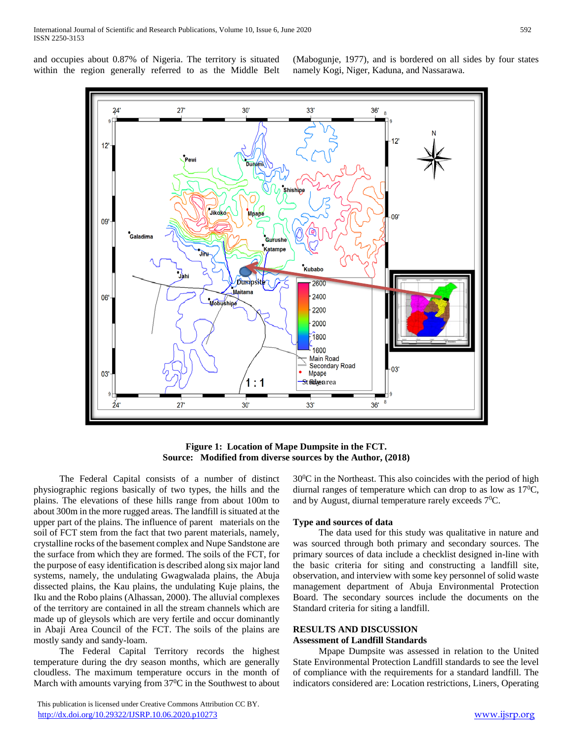and occupies about 0.87% of Nigeria. The territory is situated within the region generally referred to as the Middle Belt (Mabogunje, 1977), and is bordered on all sides by four states namely Kogi, Niger, Kaduna, and Nassarawa.

**Figure 1: Location of Mape Dumpsite in the FCT.**
**Source: Modified from diverse sources by the Author, (2018)**

The Federal Capital consists of a number of distinct physiographic regions basically of two types, the hills and the plains. The elevations of these hills range from about 100m to about 300m in the more rugged areas. The landfill is situated at the upper part of the plains. The influence of parent materials on the soil of FCT stem from the fact that two parent materials, namely, crystalline rocks of the basement complex and Nupe Sandstone are the surface from which they are formed. The soils of the FCT, for the purpose of easy identification is described along six major land systems, namely, the undulating Gwagwalada plains, the Abuja dissected plains, the Kau plains, the undulating Kuje plains, the Iku and the Robo plains (Alhassan, 2000). The alluvial complexes of the territory are contained in all the stream channels which are made up of gleysols which are very fertile and occur dominantly in Abaji Area Council of the FCT. The soils of the plains are mostly sandy and sandy-loam.

The Federal Capital Territory records the highest temperature during the dry season months, which are generally cloudless. The maximum temperature occurs in the month of March with amounts varying from $37^0$C in the Southwest to about $30^0$C in the Northeast. This also coincides with the period of high diurnal ranges of temperature which can drop to as low as $17^0$C, and by August, diurnal temperature rarely exceeds $7^0$C.

## Type and sources of data

The data used for this study was qualitative in nature and was sourced through both primary and secondary sources. The primary sources of data include a checklist designed in-line with the basic criteria for siting and constructing a landfill site, observation, and interview with some key personnel of solid waste management department of Abuja Environmental Protection Board. The secondary sources include the documents on the Standard criteria for siting a landfill.

## RESULTS AND DISCUSSION

### Assessment of Landfill Standards

Mpape Dumpsite was assessed in relation to the United State Environmental Protection Landfill standards to see the level of compliance with the requirements for a standard landfill. The indicators considered are: Location restrictions, Liners, Operating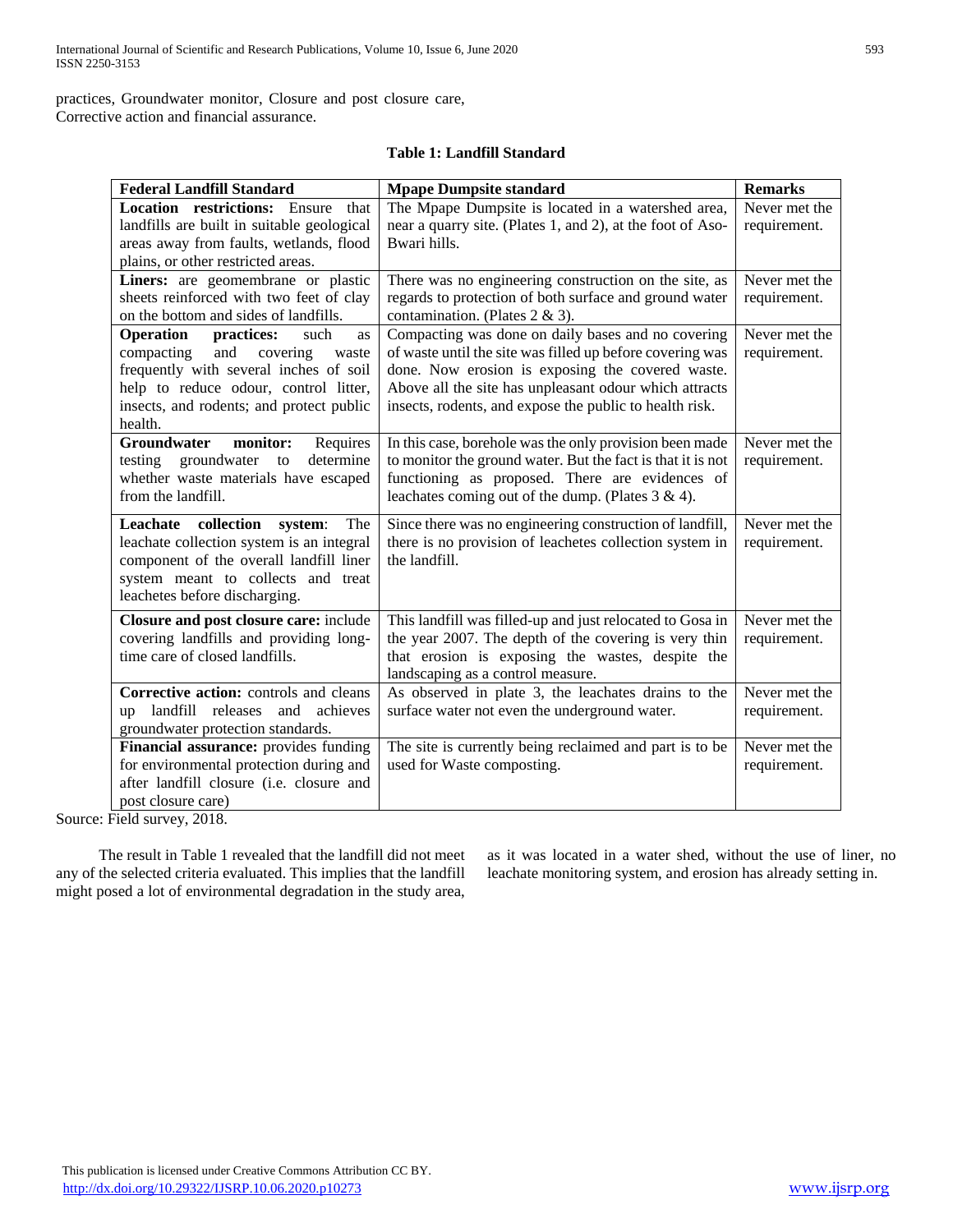practices, Groundwater monitor, Closure and post closure care, Corrective action and financial assurance.

**Table 1: Landfill Standard**

| **Federal Landfill Standard** | **Mpape Dumpsite standard** | **Remarks** |
| --- | --- | --- |
| **Location restrictions:** Ensure that landfills are built in suitable geological areas away from faults, wetlands, flood plains, or other restricted areas. | The Mpape Dumpsite is located in a watershed area, near a quarry site. (Plates 1, and 2), at the foot of Aso-Bwari hills. | Never met the requirement. |
| **Liners:** are geomembrane or plastic sheets reinforced with two feet of clay on the bottom and sides of landfills. | There was no engineering construction on the site, as regards to protection of both surface and ground water contamination. (Plates 2 & 3). | Never met the requirement. |
| **Operation practices:** such as compacting and covering waste frequently with several inches of soil help to reduce odour, control litter, insects, and rodents; and protect public health. | Compacting was done on daily bases and no covering of waste until the site was filled up before covering was done. Now erosion is exposing the covered waste. Above all the site has unpleasant odour which attracts insects, rodents, and expose the public to health risk. | Never met the requirement. |
| **Groundwater monitor:** Requires testing groundwater to determine whether waste materials have escaped from the landfill. | In this case, borehole was the only provision been made to monitor the ground water. But the fact is that it is not functioning as proposed. There are evidences of leachates coming out of the dump. (Plates 3 & 4). | Never met the requirement. |
| **Leachate collection system**: The leachate collection system is an integral component of the overall landfill liner system meant to collects and treat leachetes before discharging. | Since there was no engineering construction of landfill, there is no provision of leachetes collection system in the landfill. | Never met the requirement. |
| **Closure and post closure care:** include covering landfills and providing long-time care of closed landfills. | This landfill was filled-up and just relocated to Gosa in the year 2007. The depth of the covering is very thin that erosion is exposing the wastes, despite the landscaping as a control measure. | Never met the requirement. |
| **Corrective action:** controls and cleans up landfill releases and achieves groundwater protection standards. | As observed in plate 3, the leachates drains to the surface water not even the underground water. | Never met the requirement. |
| **Financial assurance:** provides funding for environmental protection during and after landfill closure (i.e. closure and post closure care) | The site is currently being reclaimed and part is to be used for Waste composting. | Never met the requirement. |

Source: Field survey, 2018.

The result in Table 1 revealed that the landfill did not meet any of the selected criteria evaluated. This implies that the landfill might posed a lot of environmental degradation in the study area, as it was located in a water shed, without the use of liner, no leachate monitoring system, and erosion has already setting in.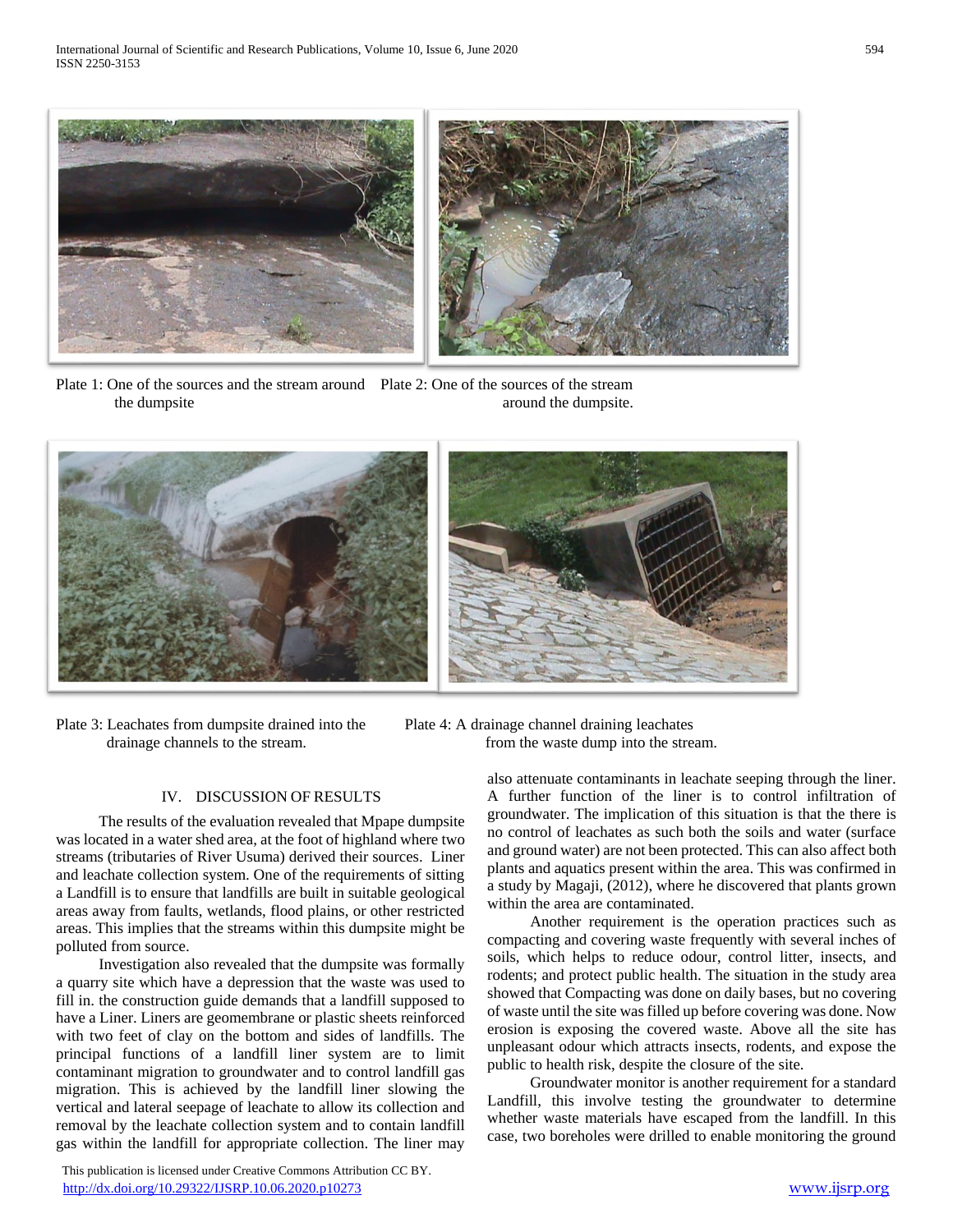Plate 1: One of the sources and the stream around the dumpsite

Plate 2: One of the sources of the stream around the dumpsite.

Plate 3: Leachates from dumpsite drained into the drainage channels to the stream.

Plate 4: A drainage channel draining leachates from the waste dump into the stream.

## IV. DISCUSSION OF RESULTS

The results of the evaluation revealed that Mpape dumpsite was located in a water shed area, at the foot of highland where two streams (tributaries of River Usuma) derived their sources. Liner and leachate collection system. One of the requirements of sitting a Landfill is to ensure that landfills are built in suitable geological areas away from faults, wetlands, flood plains, or other restricted areas. This implies that the streams within this dumpsite might be polluted from source.

Investigation also revealed that the dumpsite was formally a quarry site which have a depression that the waste was used to fill in. the construction guide demands that a landfill supposed to have a Liner. Liners are geomembrane or plastic sheets reinforced with two feet of clay on the bottom and sides of landfills. The principal functions of a landfill liner system are to limit contaminant migration to groundwater and to control landfill gas migration. This is achieved by the landfill liner slowing the vertical and lateral seepage of leachate to allow its collection and removal by the leachate collection system and to contain landfill gas within the landfill for appropriate collection. The liner may also attenuate contaminants in leachate seeping through the liner. A further function of the liner is to control infiltration of groundwater. The implication of this situation is that the there is no control of leachates as such both the soils and water (surface and ground water) are not been protected. This can also affect both plants and aquatics present within the area. This was confirmed in a study by Magaji, (2012), where he discovered that plants grown within the area are contaminated.

Another requirement is the operation practices such as compacting and covering waste frequently with several inches of soils, which helps to reduce odour, control litter, insects, and rodents; and protect public health. The situation in the study area showed that Compacting was done on daily bases, but no covering of waste until the site was filled up before covering was done. Now erosion is exposing the covered waste. Above all the site has unpleasant odour which attracts insects, rodents, and expose the public to health risk, despite the closure of the site.

Groundwater monitor is another requirement for a standard Landfill, this involve testing the groundwater to determine whether waste materials have escaped from the landfill. In this case, two boreholes were drilled to enable monitoring the ground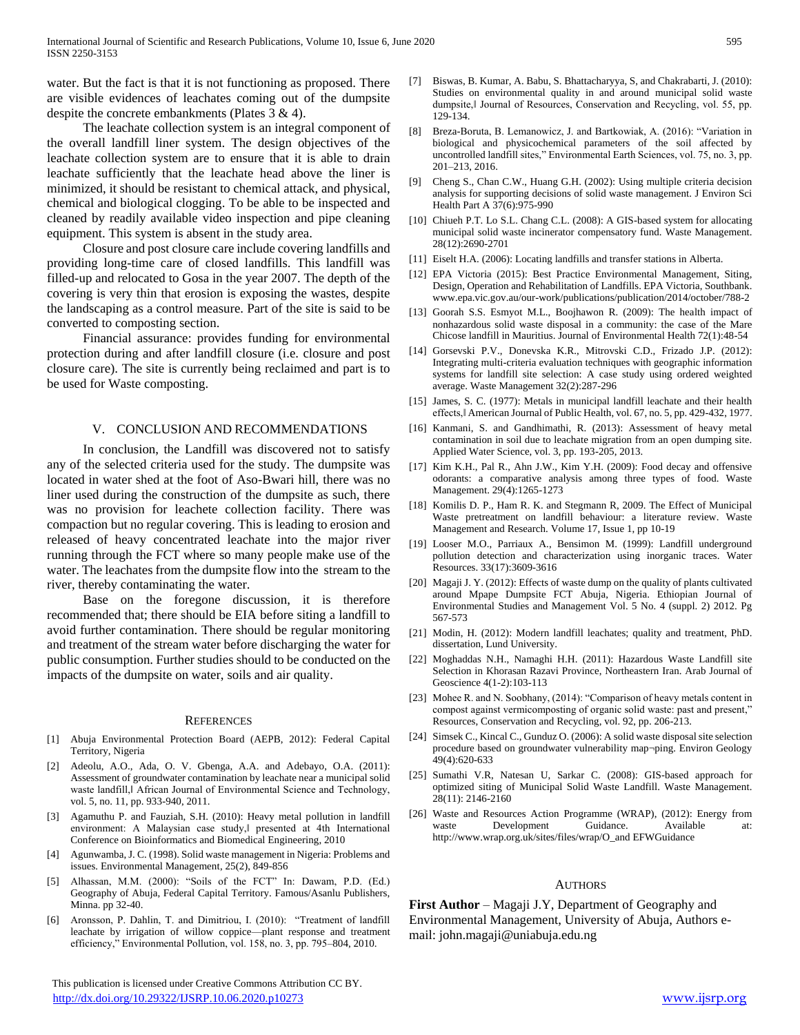water. But the fact is that it is not functioning as proposed. There are visible evidences of leachates coming out of the dumpsite despite the concrete embankments (Plates 3 & 4).

The leachate collection system is an integral component of the overall landfill liner system. The design objectives of the leachate collection system are to ensure that it is able to drain leachate sufficiently that the leachate head above the liner is minimized, it should be resistant to chemical attack, and physical, chemical and biological clogging. To be able to be inspected and cleaned by readily available video inspection and pipe cleaning equipment. This system is absent in the study area.

Closure and post closure care include covering landfills and providing long-time care of closed landfills. This landfill was filled-up and relocated to Gosa in the year 2007. The depth of the covering is very thin that erosion is exposing the wastes, despite the landscaping as a control measure. Part of the site is said to be converted to composting section.

Financial assurance: provides funding for environmental protection during and after landfill closure (i.e. closure and post closure care). The site is currently being reclaimed and part is to be used for Waste composting.

## V. CONCLUSION AND RECOMMENDATIONS

In conclusion, the Landfill was discovered not to satisfy any of the selected criteria used for the study. The dumpsite was located in water shed at the foot of Aso-Bwari hill, there was no liner used during the construction of the dumpsite as such, there was no provision for leachete collection facility. There was compaction but no regular covering. This is leading to erosion and released of heavy concentrated leachate into the major river running through the FCT where so many people make use of the water. The leachates from the dumpsite flow into the stream to the river, thereby contaminating the water.

Base on the foregone discussion, it is therefore recommended that; there should be EIA before siting a landfill to avoid further contamination. There should be regular monitoring and treatment of the stream water before discharging the water for public consumption. Further studies should to be conducted on the impacts of the dumpsite on water, soils and air quality.

## REFERENCES

[1] Abuja Environmental Protection Board (AEPB, 2012): Federal Capital Territory, Nigeria

[2] Adeolu, A.O., Ada, O. V. Gbenga, A.A. and Adebayo, O.A. (2011): Assessment of groundwater contamination by leachate near a municipal solid waste landfill,‖ African Journal of Environmental Science and Technology, vol. 5, no. 11, pp. 933-940, 2011.

[3] Agamuthu P. and Fauziah, S.H. (2010): Heavy metal pollution in landfill environment: A Malaysian case study,‖ presented at 4th International Conference on Bioinformatics and Biomedical Engineering, 2010

[4] Agunwamba, J. C. (1998). Solid waste management in Nigeria: Problems and issues. Environmental Management, 25(2), 849-856

[5] Alhassan, M.M. (2000): "Soils of the FCT" In: Dawam, P.D. (Ed.) Geography of Abuja, Federal Capital Territory. Famous/Asanlu Publishers, Minna. pp 32-40.

[6] Aronsson, P. Dahlin, T. and Dimitriou, I. (2010): "Treatment of landfill leachate by irrigation of willow coppice—plant response and treatment efficiency," Environmental Pollution, vol. 158, no. 3, pp. 795–804, 2010.

[7] Biswas, B. Kumar, A. Babu, S. Bhattacharyya, S, and Chakrabarti, J. (2010): Studies on environmental quality in and around municipal solid waste dumpsite,‖ Journal of Resources, Conservation and Recycling, vol. 55, pp. 129-134.

[8] Breza-Boruta, B. Lemanowicz, J. and Bartkowiak, A. (2016): "Variation in biological and physicochemical parameters of the soil affected by uncontrolled landfill sites," Environmental Earth Sciences, vol. 75, no. 3, pp. 201–213, 2016.

[9] Cheng S., Chan C.W., Huang G.H. (2002): Using multiple criteria decision analysis for supporting decisions of solid waste management. J Environ Sci Health Part A 37(6):975-990

[10] Chiueh P.T. Lo S.L. Chang C.L. (2008): A GIS-based system for allocating municipal solid waste incinerator compensatory fund. Waste Management. 28(12):2690-2701

[11] Eiselt H.A. (2006): Locating landfills and transfer stations in Alberta.

[12] EPA Victoria (2015): Best Practice Environmental Management, Siting, Design, Operation and Rehabilitation of Landfills. EPA Victoria, Southbank. www.epa.vic.gov.au/our-work/publications/publication/2014/october/788-2

[13] Goorah S.S. Esmyot M.L., Boojhawon R. (2009): The health impact of nonhazardous solid waste disposal in a community: the case of the Mare Chicose landfill in Mauritius. Journal of Environmental Health 72(1):48-54

[14] Gorsevski P.V., Donevska K.R., Mitrovski C.D., Frizado J.P. (2012): Integrating multi-criteria evaluation techniques with geographic information systems for landfill site selection: A case study using ordered weighted average. Waste Management 32(2):287-296

[15] James, S. C. (1977): Metals in municipal landfill leachate and their health effects,‖ American Journal of Public Health, vol. 67, no. 5, pp. 429-432, 1977.

[16] Kanmani, S. and Gandhimathi, R. (2013): Assessment of heavy metal contamination in soil due to leachate migration from an open dumping site. Applied Water Science, vol. 3, pp. 193-205, 2013.

[17] Kim K.H., Pal R., Ahn J.W., Kim Y.H. (2009): Food decay and offensive odorants: a comparative analysis among three types of food. Waste Management. 29(4):1265-1273

[18] Komilis D. P., Ham R. K. and Stegmann R, 2009. The Effect of Municipal Waste pretreatment on landfill behaviour: a literature review. Waste Management and Research. Volume 17, Issue 1, pp 10-19

[19] Looser M.O., Parriaux A., Bensimon M. (1999): Landfill underground pollution detection and characterization using inorganic traces. Water Resources. 33(17):3609-3616

[20] Magaji J. Y. (2012): Effects of waste dump on the quality of plants cultivated around Mpape Dumpsite FCT Abuja, Nigeria. Ethiopian Journal of Environmental Studies and Management Vol. 5 No. 4 (suppl. 2) 2012. Pg 567-573

[21] Modin, H. (2012): Modern landfill leachates; quality and treatment, PhD. dissertation, Lund University.

[22] Moghaddas N.H., Namaghi H.H. (2011): Hazardous Waste Landfill site Selection in Khorasan Razavi Province, Northeastern Iran. Arab Journal of Geoscience 4(1-2):103-113

[23] Mohee R. and N. Soobhany, (2014): "Comparison of heavy metals content in compost against vermicomposting of organic solid waste: past and present," Resources, Conservation and Recycling, vol. 92, pp. 206-213.

[24] Simsek C., Kincal C., Gunduz O. (2006): A solid waste disposal site selection procedure based on groundwater vulnerability map¬ping. Environ Geology 49(4):620-633

[25] Sumathi V.R, Natesan U, Sarkar C. (2008): GIS-based approach for optimized siting of Municipal Solid Waste Landfill. Waste Management. 28(11): 2146-2160

[26] Waste and Resources Action Programme (WRAP), (2012): Energy from waste Development Guidance. Available at: http://www.wrap.org.uk/sites/files/wrap/O_and EFWGuidance

## AUTHORS

**First Author** – Magaji J.Y, Department of Geography and Environmental Management, University of Abuja, Authors e-mail: john.magaji@uniabuja.edu.ng